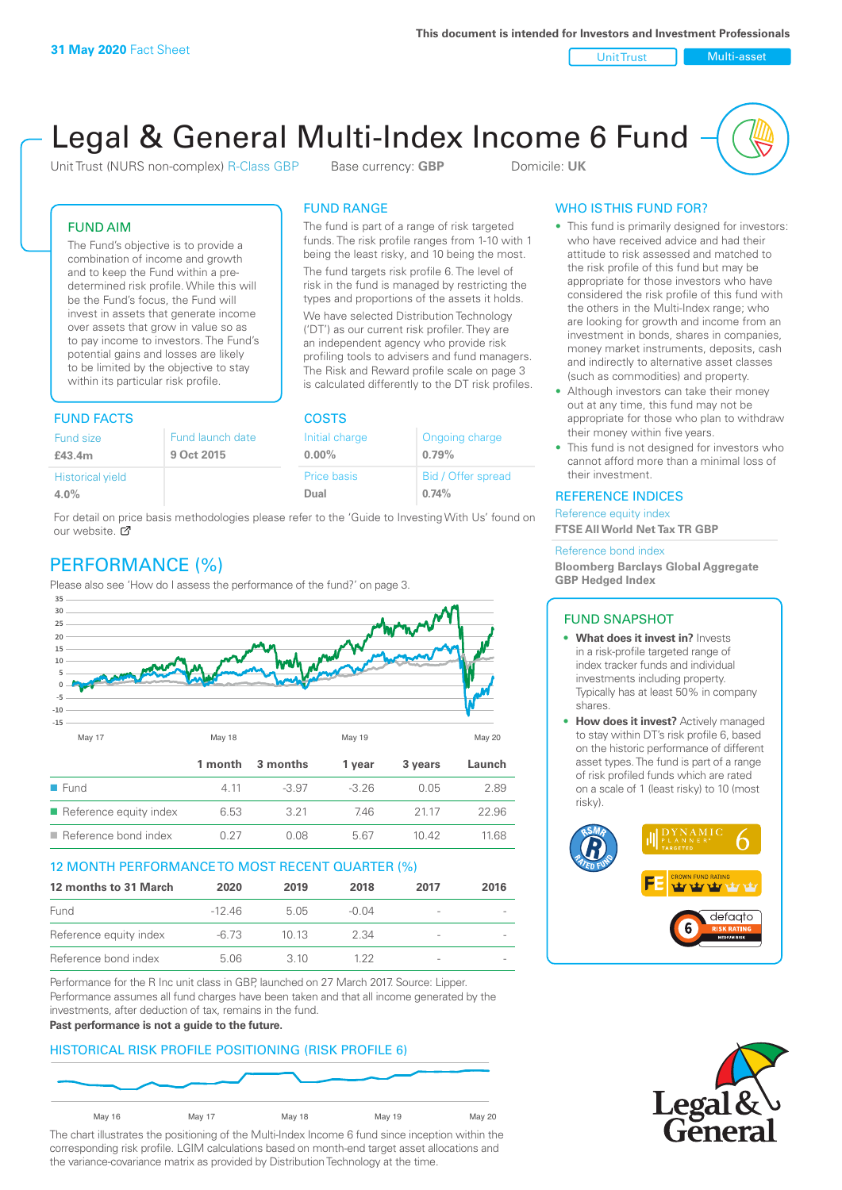31 May 2020 Fact Sheet

This document is intended for Investors and Investment Professionals

Unit Trust | Multi-asset

# Legal & General Multi-Index Income 6 Fund

Unit Trust (NURS non-complex) R-Class GBP    Base currency: **GBP**    Domicile: **UK**

## FUND AIM

The Fund's objective is to provide a combination of income and growth and to keep the Fund within a pre-determined risk profile. While this will be the Fund's focus, the Fund will invest in assets that generate income over assets that grow in value so as to pay income to investors. The Fund's potential gains and losses are likely to be limited by the objective to stay within its particular risk profile.

## FUND RANGE

The fund is part of a range of risk targeted funds. The risk profile ranges from 1-10 with 1 being the least risky, and 10 being the most.

The fund targets risk profile 6. The level of risk in the fund is managed by restricting the types and proportions of the assets it holds.

We have selected Distribution Technology ('DT') as our current risk profiler. They are an independent agency who provide risk profiling tools to advisers and fund managers. The Risk and Reward profile scale on page 3 is calculated differently to the DT risk profiles.

## FUND FACTS

| Fund size | Fund launch date |
|---|---|
| **£43.4m** | **9 Oct 2015** |
| Historical yield | |
| **4.0%** | |

## COSTS

| Initial charge | Ongoing charge |
|---|---|
| **0.00%** | **0.79%** |
| Price basis | Bid / Offer spread |
| **Dual** | **0.74%** |

For detail on price basis methodologies please refer to the 'Guide to Investing With Us' found on our website.

## WHO IS THIS FUND FOR?

- This fund is primarily designed for investors: who have received advice and had their attitude to risk assessed and matched to the risk profile of this fund but may be appropriate for those investors who have considered the risk profile of this fund with the others in the Multi-Index range; who are looking for growth and income from an investment in bonds, shares in companies, money market instruments, deposits, cash and indirectly to alternative asset classes (such as commodities) and property.
- Although investors can take their money out at any time, this fund may not be appropriate for those who plan to withdraw their money within five years.
- This fund is not designed for investors who cannot afford more than a minimal loss of their investment.

## REFERENCE INDICES

Reference equity index
**FTSE All World Net Tax TR GBP**

Reference bond index
**Bloomberg Barclays Global Aggregate GBP Hedged Index**

## PERFORMANCE (%)

Please also see 'How do I assess the performance of the fund?' on page 3.

| | 1 month | 3 months | 1 year | 3 years | Launch |
|---|---|---|---|---|---|
| Fund | 4.11 | -3.97 | -3.26 | 0.05 | 2.89 |
| Reference equity index | 6.53 | 3.21 | 7.46 | 21.17 | 22.96 |
| Reference bond index | 0.27 | 0.08 | 5.67 | 10.42 | 11.68 |

## 12 MONTH PERFORMANCE TO MOST RECENT QUARTER (%)

| 12 months to 31 March | 2020 | 2019 | 2018 | 2017 | 2016 |
|---|---|---|---|---|---|
| Fund | -12.46 | 5.05 | -0.04 | - | - |
| Reference equity index | -6.73 | 10.13 | 2.34 | - | - |
| Reference bond index | 5.06 | 3.10 | 1.22 | - | - |

Performance for the R Inc unit class in GBP, launched on 27 March 2017. Source: Lipper. Performance assumes all fund charges have been taken and that all income generated by the investments, after deduction of tax, remains in the fund.

**Past performance is not a guide to the future.**

## HISTORICAL RISK PROFILE POSITIONING (RISK PROFILE 6)

The chart illustrates the positioning of the Multi-Index Income 6 fund since inception within the corresponding risk profile. LGIM calculations based on month-end target asset allocations and the variance-covariance matrix as provided by Distribution Technology at the time.

## FUND SNAPSHOT

- **What does it invest in?** Invests in a risk-profile targeted range of index tracker funds and individual investments including property. Typically has at least 50% in company shares.
- **How does it invest?** Actively managed to stay within DT's risk profile 6, based on the historic performance of different asset types. The fund is part of a range of risk profiled funds which are rated on a scale of 1 (least risky) to 10 (most risky).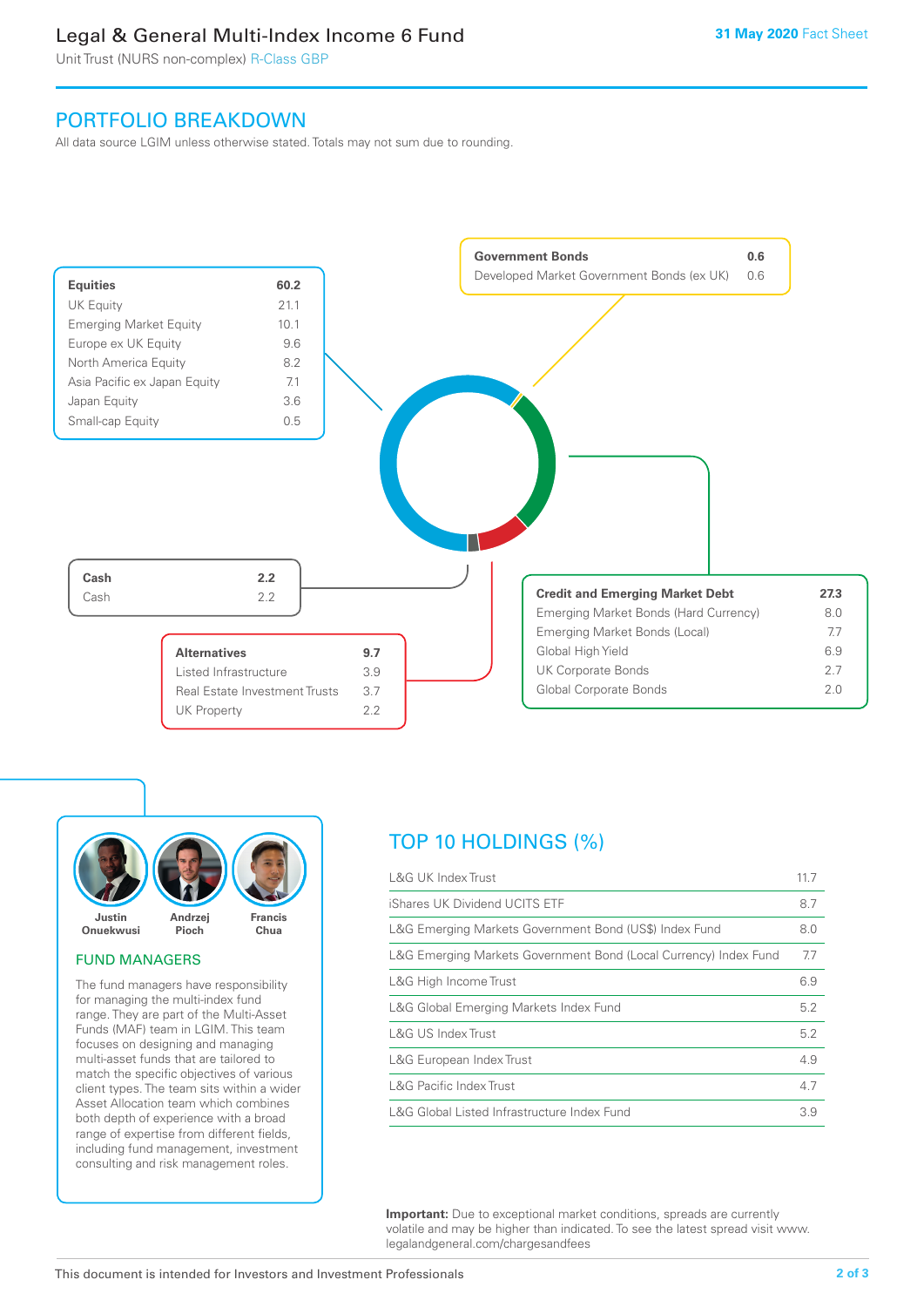## PORTFOLIO BREAKDOWN

All data source LGIM unless otherwise stated. Totals may not sum due to rounding.

| **Equities** | **60.2** |
|---|---|
| UK Equity | 21.1 |
| Emerging Market Equity | 10.1 |
| Europe ex UK Equity | 9.6 |
| North America Equity | 8.2 |
| Asia Pacific ex Japan Equity | 7.1 |
| Japan Equity | 3.6 |
| Small-cap Equity | 0.5 |

| **Government Bonds** | **0.6** |
|---|---|
| Developed Market Government Bonds (ex UK) | 0.6 |

| **Cash** | **2.2** |
|---|---|
| Cash | 2.2 |

| **Alternatives** | **9.7** |
|---|---|
| Listed Infrastructure | 3.9 |
| Real Estate Investment Trusts | 3.7 |
| UK Property | 2.2 |

| **Credit and Emerging Market Debt** | **27.3** |
|---|---|
| Emerging Market Bonds (Hard Currency) | 8.0 |
| Emerging Market Bonds (Local) | 7.7 |
| Global High Yield | 6.9 |
| UK Corporate Bonds | 2.7 |
| Global Corporate Bonds | 2.0 |

Justin Onuekwusi, Andrzej Pioch, Francis Chua

### FUND MANAGERS

The fund managers have responsibility for managing the multi-index fund range. They are part of the Multi-Asset Funds (MAF) team in LGIM. This team focuses on designing and managing multi-asset funds that are tailored to match the specific objectives of various client types. The team sits within a wider Asset Allocation team which combines both depth of experience with a broad range of expertise from different fields, including fund management, investment consulting and risk management roles.

## TOP 10 HOLDINGS (%)

| Holding | % |
|---|---|
| L&G UK Index Trust | 11.7 |
| iShares UK Dividend UCITS ETF | 8.7 |
| L&G Emerging Markets Government Bond (US$) Index Fund | 8.0 |
| L&G Emerging Markets Government Bond (Local Currency) Index Fund | 7.7 |
| L&G High Income Trust | 6.9 |
| L&G Global Emerging Markets Index Fund | 5.2 |
| L&G US Index Trust | 5.2 |
| L&G European Index Trust | 4.9 |
| L&G Pacific Index Trust | 4.7 |
| L&G Global Listed Infrastructure Index Fund | 3.9 |

**Important:** Due to exceptional market conditions, spreads are currently volatile and may be higher than indicated. To see the latest spread visit www.legalandgeneral.com/chargesandfees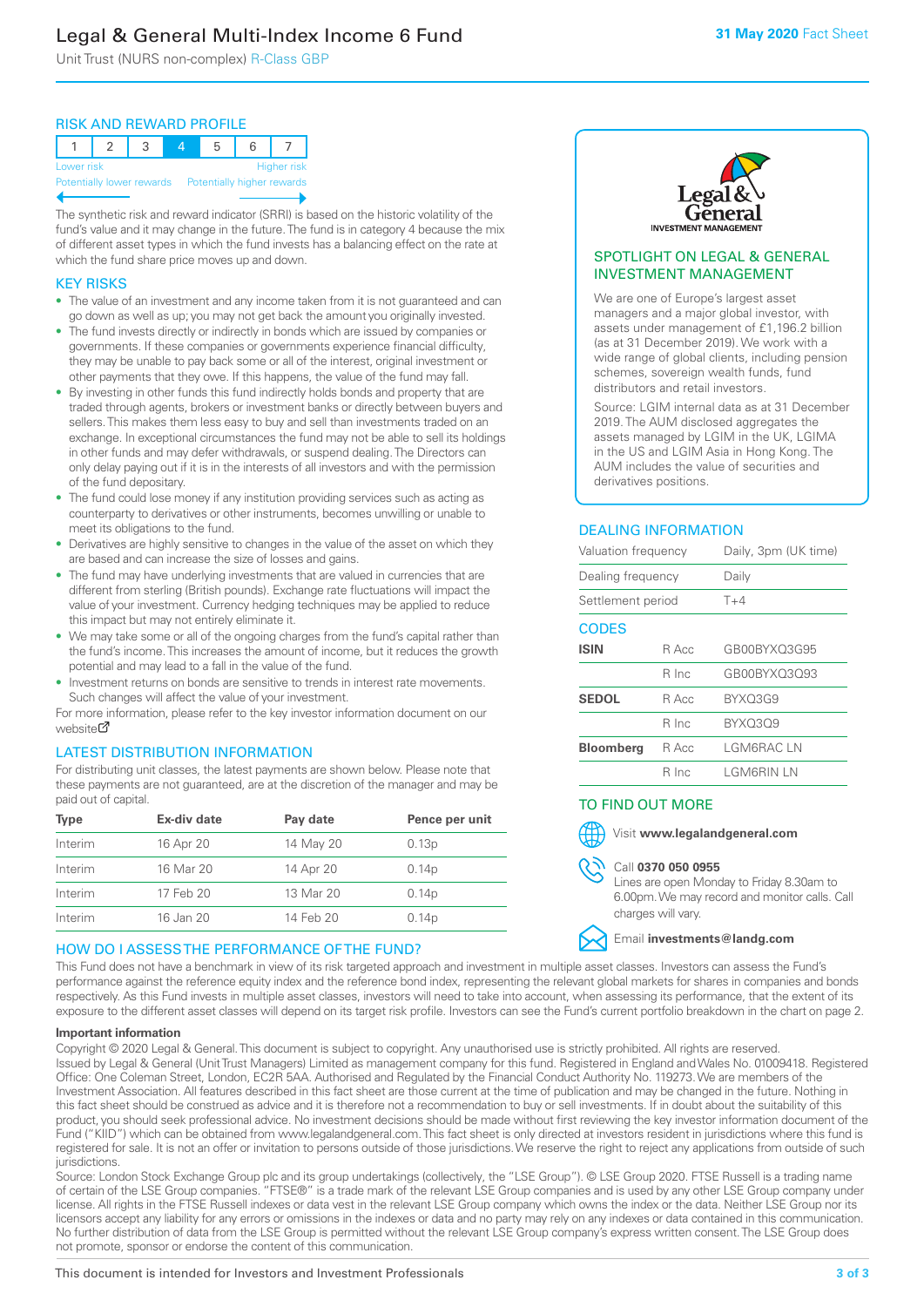# Legal & General Multi-Index Income 6 Fund

Unit Trust (NURS non-complex) R-Class GBP

**31 May 2020** Fact Sheet

## RISK AND REWARD PROFILE

| 1 | 2 | 3 | 4 | 5 | 6 | 7 |
|---|---|---|---|---|---|---|

Lower risk — Higher risk

Potentially lower rewards — Potentially higher rewards

The synthetic risk and reward indicator (SRRI) is based on the historic volatility of the fund's value and it may change in the future. The fund is in category 4 because the mix of different asset types in which the fund invests has a balancing effect on the rate at which the fund share price moves up and down.

## KEY RISKS

- The value of an investment and any income taken from it is not guaranteed and can go down as well as up; you may not get back the amount you originally invested.
- The fund invests directly or indirectly in bonds which are issued by companies or governments. If these companies or governments experience financial difficulty, they may be unable to pay back some or all of the interest, original investment or other payments that they owe. If this happens, the value of the fund may fall.
- By investing in other funds this fund indirectly holds bonds and property that are traded through agents, brokers or investment banks or directly between buyers and sellers. This makes them less easy to buy and sell than investments traded on an exchange. In exceptional circumstances the fund may not be able to sell its holdings in other funds and may defer withdrawals, or suspend dealing. The Directors can only delay paying out if it is in the interests of all investors and with the permission of the fund depositary.
- The fund could lose money if any institution providing services such as acting as counterparty to derivatives or other instruments, becomes unwilling or unable to meet its obligations to the fund.
- Derivatives are highly sensitive to changes in the value of the asset on which they are based and can increase the size of losses and gains.
- The fund may have underlying investments that are valued in currencies that are different from sterling (British pounds). Exchange rate fluctuations will impact the value of your investment. Currency hedging techniques may be applied to reduce this impact but may not entirely eliminate it.
- We may take some or all of the ongoing charges from the fund's capital rather than the fund's income. This increases the amount of income, but it reduces the growth potential and may lead to a fall in the value of the fund.
- Investment returns on bonds are sensitive to trends in interest rate movements. Such changes will affect the value of your investment.

For more information, please refer to the key investor information document on our website

## LATEST DISTRIBUTION INFORMATION

For distributing unit classes, the latest payments are shown below. Please note that these payments are not guaranteed, are at the discretion of the manager and may be paid out of capital.

| Type | Ex-div date | Pay date | Pence per unit |
|---|---|---|---|
| Interim | 16 Apr 20 | 14 May 20 | 0.13p |
| Interim | 16 Mar 20 | 14 Apr 20 | 0.14p |
| Interim | 17 Feb 20 | 13 Mar 20 | 0.14p |
| Interim | 16 Jan 20 | 14 Feb 20 | 0.14p |

## SPOTLIGHT ON LEGAL & GENERAL INVESTMENT MANAGEMENT

We are one of Europe's largest asset managers and a major global investor, with assets under management of £1,196.2 billion (as at 31 December 2019). We work with a wide range of global clients, including pension schemes, sovereign wealth funds, fund distributors and retail investors.

Source: LGIM internal data as at 31 December 2019. The AUM disclosed aggregates the assets managed by LGIM in the UK, LGIMA in the US and LGIM Asia in Hong Kong. The AUM includes the value of securities and derivatives positions.

## DEALING INFORMATION

| | |
|---|---|
| Valuation frequency | Daily, 3pm (UK time) |
| Dealing frequency | Daily |
| Settlement period | T+4 |

## CODES

| | | |
|---|---|---|
| **ISIN** | R Acc | GB00BYXQ3G95 |
| | R Inc | GB00BYXQ3Q93 |
| **SEDOL** | R Acc | BYXQ3G9 |
| | R Inc | BYXQ3Q9 |
| **Bloomberg** | R Acc | LGM6RAC LN |
| | R Inc | LGM6RIN LN |

## TO FIND OUT MORE

Visit **www.legalandgeneral.com**

Call **0370 050 0955**
Lines are open Monday to Friday 8.30am to 6.00pm. We may record and monitor calls. Call charges will vary.

Email **investments@landg.com**

## HOW DO I ASSESS THE PERFORMANCE OF THE FUND?

This Fund does not have a benchmark in view of its risk targeted approach and investment in multiple asset classes. Investors can assess the Fund's performance against the reference equity index and the reference bond index, representing the relevant global markets for shares in companies and bonds respectively. As this Fund invests in multiple asset classes, investors will need to take into account, when assessing its performance, that the extent of its exposure to the different asset classes will depend on its target risk profile. Investors can see the Fund's current portfolio breakdown in the chart on page 2.

### Important information

Copyright © 2020 Legal & General. This document is subject to copyright. Any unauthorised use is strictly prohibited. All rights are reserved. Issued by Legal & General (Unit Trust Managers) Limited as management company for this fund. Registered in England and Wales No. 01009418. Registered Office: One Coleman Street, London, EC2R 5AA. Authorised and Regulated by the Financial Conduct Authority No. 119273. We are members of the Investment Association. All features described in this fact sheet are those current at the time of publication and may be changed in the future. Nothing in this fact sheet should be construed as advice and it is therefore not a recommendation to buy or sell investments. If in doubt about the suitability of this product, you should seek professional advice. No investment decisions should be made without first reviewing the key investor information document of the Fund ("KIID") which can be obtained from www.legalandgeneral.com. This fact sheet is only directed at investors resident in jurisdictions where this fund is registered for sale. It is not an offer or invitation to persons outside of those jurisdictions. We reserve the right to reject any applications from outside of such jurisdictions.

Source: London Stock Exchange Group plc and its group undertakings (collectively, the "LSE Group"). © LSE Group 2020. FTSE Russell is a trading name of certain of the LSE Group companies. "FTSE®" is a trade mark of the relevant LSE Group companies and is used by any other LSE Group company under license. All rights in the FTSE Russell indexes or data vest in the relevant LSE Group company which owns the index or the data. Neither LSE Group nor its licensors accept any liability for any errors or omissions in the indexes or data and no party may rely on any indexes or data contained in this communication. No further distribution of data from the LSE Group is permitted without the relevant LSE Group company's express written consent. The LSE Group does not promote, sponsor or endorse the content of this communication.

This document is intended for Investors and Investment Professionals